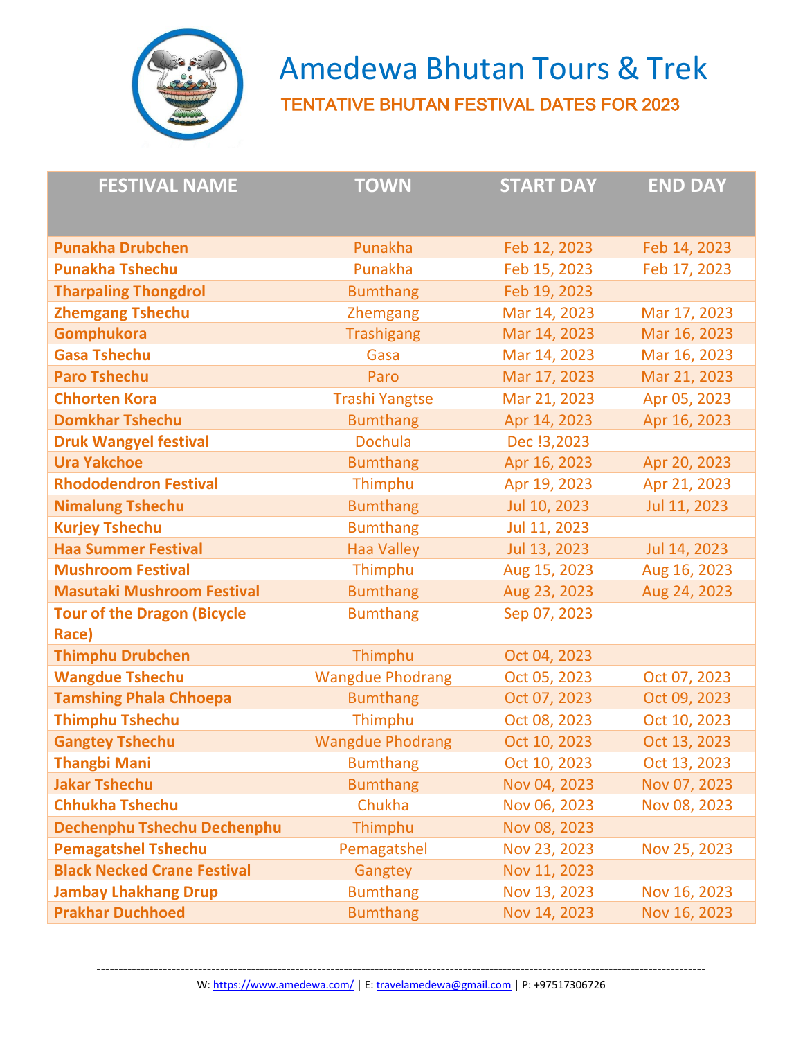# Amedewa Bhutan Tours & Trek

## TENTATIVE BHUTAN FESTIVAL DATES FOR 2023

| FESTIVAL NAME | TOWN | START DAY | END DAY |
|---|---|---|---|
| **Punakha Drubchen** | Punakha | Feb 12, 2023 | Feb 14, 2023 |
| **Punakha Tshechu** | Punakha | Feb 15, 2023 | Feb 17, 2023 |
| **Tharpaling Thongdrol** | Bumthang | Feb 19, 2023 | |
| **Zhemgang Tshechu** | Zhemgang | Mar 14, 2023 | Mar 17, 2023 |
| **Gomphukora** | Trashigang | Mar 14, 2023 | Mar 16, 2023 |
| **Gasa Tshechu** | Gasa | Mar 14, 2023 | Mar 16, 2023 |
| **Paro Tshechu** | Paro | Mar 17, 2023 | Mar 21, 2023 |
| **Chhorten Kora** | Trashi Yangtse | Mar 21, 2023 | Apr 05, 2023 |
| **Domkhar Tshechu** | Bumthang | Apr 14, 2023 | Apr 16, 2023 |
| **Druk Wangyel festival** | Dochula | Dec !3,2023 | |
| **Ura Yakchoe** | Bumthang | Apr 16, 2023 | Apr 20, 2023 |
| **Rhododendron Festival** | Thimphu | Apr 19, 2023 | Apr 21, 2023 |
| **Nimalung Tshechu** | Bumthang | Jul 10, 2023 | Jul 11, 2023 |
| **Kurjey Tshechu** | Bumthang | Jul 11, 2023 | |
| **Haa Summer Festival** | Haa Valley | Jul 13, 2023 | Jul 14, 2023 |
| **Mushroom Festival** | Thimphu | Aug 15, 2023 | Aug 16, 2023 |
| **Masutaki Mushroom Festival** | Bumthang | Aug 23, 2023 | Aug 24, 2023 |
| **Tour of the Dragon (Bicycle Race)** | Bumthang | Sep 07, 2023 | |
| **Thimphu Drubchen** | Thimphu | Oct 04, 2023 | |
| **Wangdue Tshechu** | Wangdue Phodrang | Oct 05, 2023 | Oct 07, 2023 |
| **Tamshing Phala Chhoepa** | Bumthang | Oct 07, 2023 | Oct 09, 2023 |
| **Thimphu Tshechu** | Thimphu | Oct 08, 2023 | Oct 10, 2023 |
| **Gangtey Tshechu** | Wangdue Phodrang | Oct 10, 2023 | Oct 13, 2023 |
| **Thangbi Mani** | Bumthang | Oct 10, 2023 | Oct 13, 2023 |
| **Jakar Tshechu** | Bumthang | Nov 04, 2023 | Nov 07, 2023 |
| **Chhukha Tshechu** | Chukha | Nov 06, 2023 | Nov 08, 2023 |
| **Dechenphu Tshechu Dechenphu** | Thimphu | Nov 08, 2023 | |
| **Pemagatshel Tshechu** | Pemagatshel | Nov 23, 2023 | Nov 25, 2023 |
| **Black Necked Crane Festival** | Gangtey | Nov 11, 2023 | |
| **Jambay Lhakhang Drup** | Bumthang | Nov 13, 2023 | Nov 16, 2023 |
| **Prakhar Duchhoed** | Bumthang | Nov 14, 2023 | Nov 16, 2023 |

W: https://www.amedewa.com/ | E: travelamedewa@gmail.com | P: +97517306726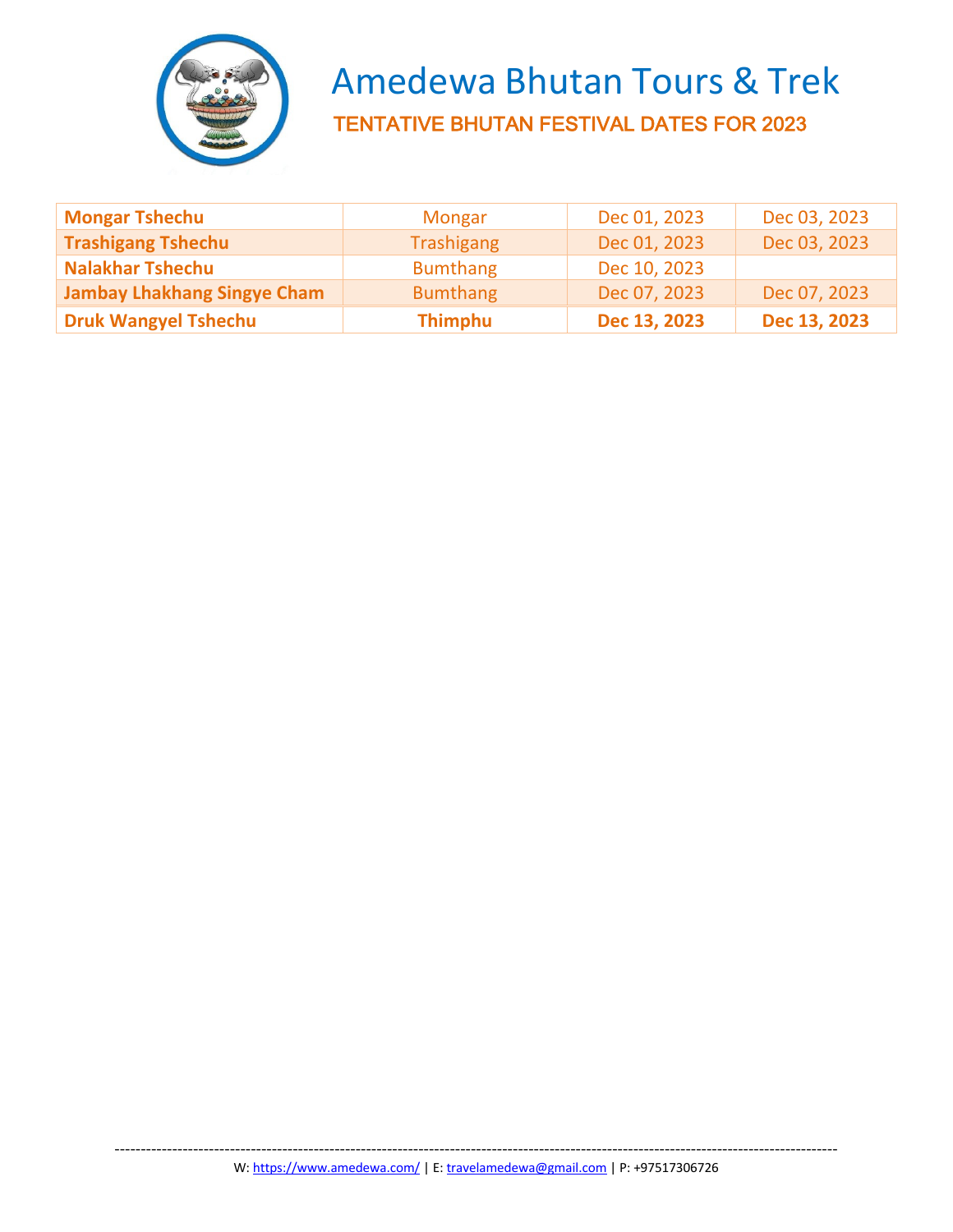# Amedewa Bhutan Tours & Trek

## TENTATIVE BHUTAN FESTIVAL DATES FOR 2023

| | | | |
|---|---|---|---|
| **Mongar Tshechu** | Mongar | Dec 01, 2023 | Dec 03, 2023 |
| **Trashigang Tshechu** | Trashigang | Dec 01, 2023 | Dec 03, 2023 |
| **Nalakhar Tshechu** | Bumthang | Dec 10, 2023 | |
| **Jambay Lhakhang Singye Cham** | Bumthang | Dec 07, 2023 | Dec 07, 2023 |
| **Druk Wangyel Tshechu** | **Thimphu** | **Dec 13, 2023** | **Dec 13, 2023** |

W: https://www.amedewa.com/ | E: travelamedewa@gmail.com | P: +97517306726